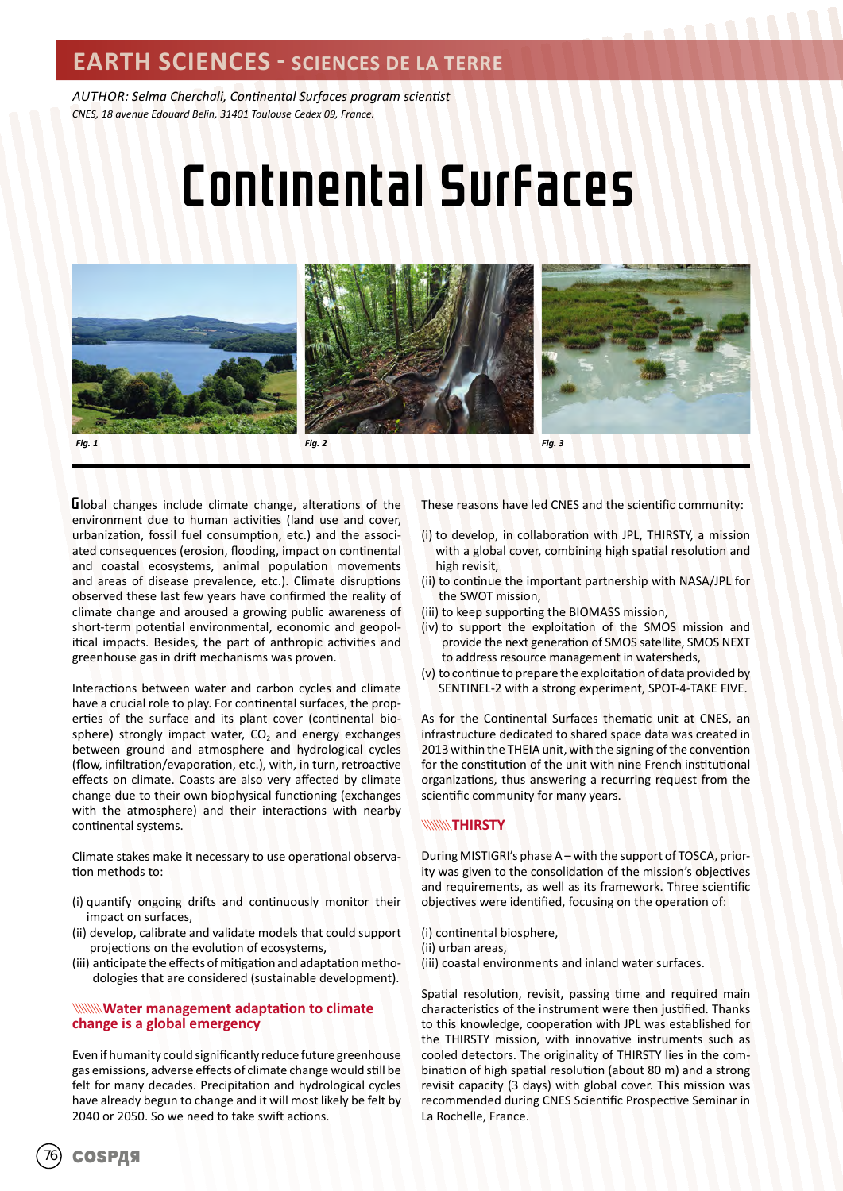EARTH SCIENCES - SCIENCES DE LA TERRE

*AUTHOR: Selma Cherchali, Continental Surfaces program scientist*
*CNES, 18 avenue Edouard Belin, 31401 Toulouse Cedex 09, France.*

# Continental Surfaces

*Fig. 1*

*Fig. 2*

*Fig. 3*

Global changes include climate change, alterations of the environment due to human activities (land use and cover, urbanization, fossil fuel consumption, etc.) and the associated consequences (erosion, flooding, impact on continental and coastal ecosystems, animal population movements and areas of disease prevalence, etc.). Climate disruptions observed these last few years have confirmed the reality of climate change and aroused a growing public awareness of short-term potential environmental, economic and geopolitical impacts. Besides, the part of anthropic activities and greenhouse gas in drift mechanisms was proven.

Interactions between water and carbon cycles and climate have a crucial role to play. For continental surfaces, the properties of the surface and its plant cover (continental biosphere) strongly impact water, $CO_2$ and energy exchanges between ground and atmosphere and hydrological cycles (flow, infiltration/evaporation, etc.), with, in turn, retroactive effects on climate. Coasts are also very affected by climate change due to their own biophysical functioning (exchanges with the atmosphere) and their interactions with nearby continental systems.

Climate stakes make it necessary to use operational observation methods to:

(i) quantify ongoing drifts and continuously monitor their impact on surfaces,
(ii) develop, calibrate and validate models that could support projections on the evolution of ecosystems,
(iii) anticipate the effects of mitigation and adaptation methodologies that are considered (sustainable development).

## Water management adaptation to climate change is a global emergency

Even if humanity could significantly reduce future greenhouse gas emissions, adverse effects of climate change would still be felt for many decades. Precipitation and hydrological cycles have already begun to change and it will most likely be felt by 2040 or 2050. So we need to take swift actions.

These reasons have led CNES and the scientific community:

(i) to develop, in collaboration with JPL, THIRSTY, a mission with a global cover, combining high spatial resolution and high revisit,
(ii) to continue the important partnership with NASA/JPL for the SWOT mission,
(iii) to keep supporting the BIOMASS mission,
(iv) to support the exploitation of the SMOS mission and provide the next generation of SMOS satellite, SMOS NEXT to address resource management in watersheds,
(v) to continue to prepare the exploitation of data provided by SENTINEL-2 with a strong experiment, SPOT-4-TAKE FIVE.

As for the Continental Surfaces thematic unit at CNES, an infrastructure dedicated to shared space data was created in 2013 within the THEIA unit, with the signing of the convention for the constitution of the unit with nine French institutional organizations, thus answering a recurring request from the scientific community for many years.

## THIRSTY

During MISTIGRI's phase A – with the support of TOSCA, priority was given to the consolidation of the mission's objectives and requirements, as well as its framework. Three scientific objectives were identified, focusing on the operation of:

(i) continental biosphere,
(ii) urban areas,
(iii) coastal environments and inland water surfaces.

Spatial resolution, revisit, passing time and required main characteristics of the instrument were then justified. Thanks to this knowledge, cooperation with JPL was established for the THIRSTY mission, with innovative instruments such as cooled detectors. The originality of THIRSTY lies in the combination of high spatial resolution (about 80 m) and a strong revisit capacity (3 days) with global cover. This mission was recommended during CNES Scientific Prospective Seminar in La Rochelle, France.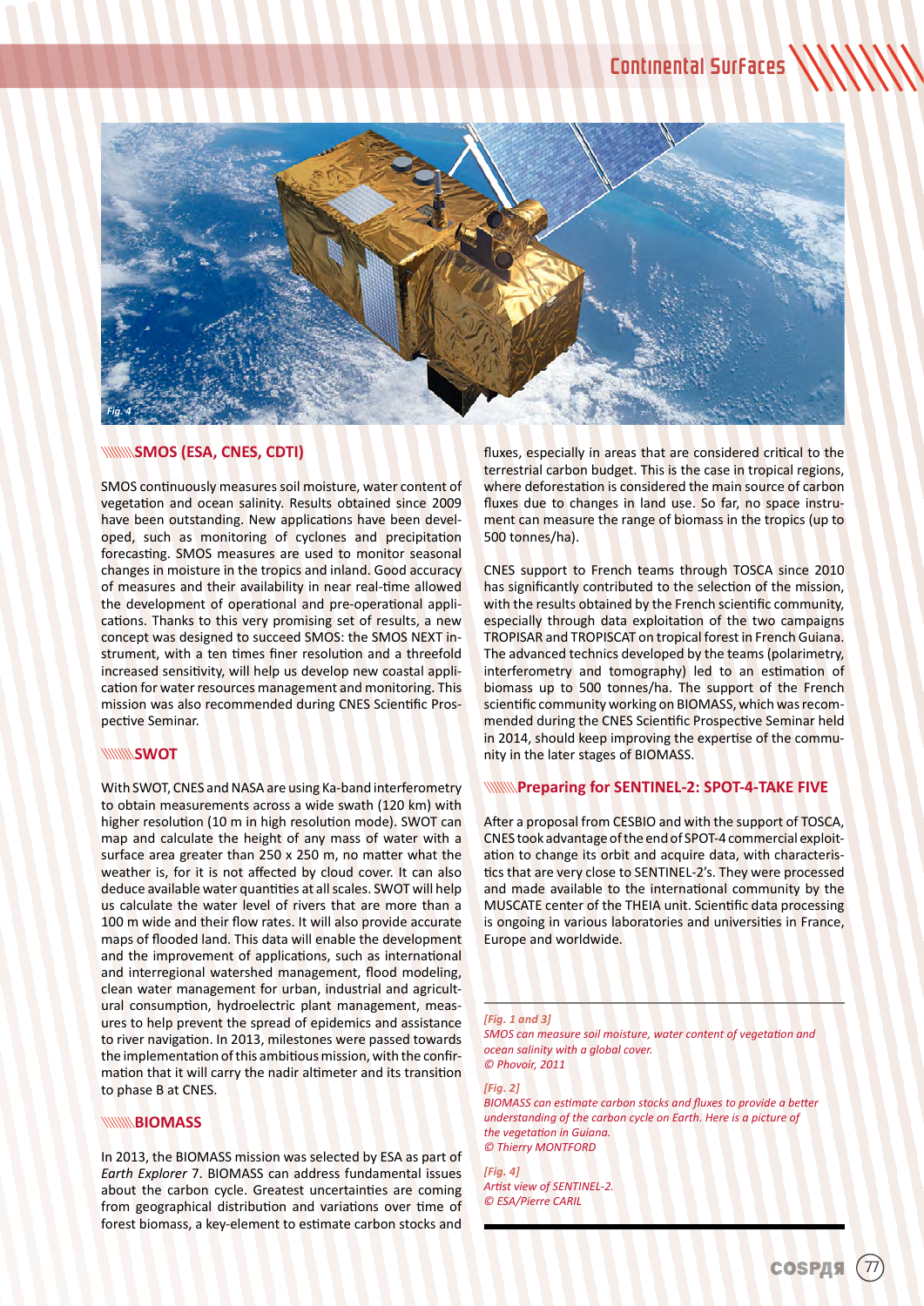Fig. 4

## SMOS (ESA, CNES, CDTI)

SMOS continuously measures soil moisture, water content of vegetation and ocean salinity. Results obtained since 2009 have been outstanding. New applications have been developed, such as monitoring of cyclones and precipitation forecasting. SMOS measures are used to monitor seasonal changes in moisture in the tropics and inland. Good accuracy of measures and their availability in near real-time allowed the development of operational and pre-operational applications. Thanks to this very promising set of results, a new concept was designed to succeed SMOS: the SMOS NEXT instrument, with a ten times finer resolution and a threefold increased sensitivity, will help us develop new coastal application for water resources management and monitoring. This mission was also recommended during CNES Scientific Prospective Seminar.

## SWOT

With SWOT, CNES and NASA are using Ka-band interferometry to obtain measurements across a wide swath (120 km) with higher resolution (10 m in high resolution mode). SWOT can map and calculate the height of any mass of water with a surface area greater than 250 x 250 m, no matter what the weather is, for it is not affected by cloud cover. It can also deduce available water quantities at all scales. SWOT will help us calculate the water level of rivers that are more than a 100 m wide and their flow rates. It will also provide accurate maps of flooded land. This data will enable the development and the improvement of applications, such as international and interregional watershed management, flood modeling, clean water management for urban, industrial and agricultural consumption, hydroelectric plant management, measures to help prevent the spread of epidemics and assistance to river navigation. In 2013, milestones were passed towards the implementation of this ambitious mission, with the confirmation that it will carry the nadir altimeter and its transition to phase B at CNES.

## BIOMASS

In 2013, the BIOMASS mission was selected by ESA as part of *Earth Explorer* 7. BIOMASS can address fundamental issues about the carbon cycle. Greatest uncertainties are coming from geographical distribution and variations over time of forest biomass, a key-element to estimate carbon stocks and fluxes, especially in areas that are considered critical to the terrestrial carbon budget. This is the case in tropical regions, where deforestation is considered the main source of carbon fluxes due to changes in land use. So far, no space instrument can measure the range of biomass in the tropics (up to 500 tonnes/ha).

CNES support to French teams through TOSCA since 2010 has significantly contributed to the selection of the mission, with the results obtained by the French scientific community, especially through data exploitation of the two campaigns TROPISAR and TROPISCAT on tropical forest in French Guiana. The advanced technics developed by the teams (polarimetry, interferometry and tomography) led to an estimation of biomass up to 500 tonnes/ha. The support of the French scientific community working on BIOMASS, which was recommended during the CNES Scientific Prospective Seminar held in 2014, should keep improving the expertise of the community in the later stages of BIOMASS.

## Preparing for SENTINEL-2: SPOT-4-TAKE FIVE

After a proposal from CESBIO and with the support of TOSCA, CNES took advantage of the end of SPOT-4 commercial exploitation to change its orbit and acquire data, with characteristics that are very close to SENTINEL-2's. They were processed and made available to the international community by the MUSCATE center of the THEIA unit. Scientific data processing is ongoing in various laboratories and universities in France, Europe and worldwide.

*[Fig. 1 and 3]*
*SMOS can measure soil moisture, water content of vegetation and ocean salinity with a global cover.*
*© Phovoir, 2011*

*[Fig. 2]*
*BIOMASS can estimate carbon stocks and fluxes to provide a better understanding of the carbon cycle on Earth. Here is a picture of the vegetation in Guiana.*
*© Thierry MONTFORD*

*[Fig. 4]*
*Artist view of SENTINEL-2.*
*© ESA/Pierre CARIL*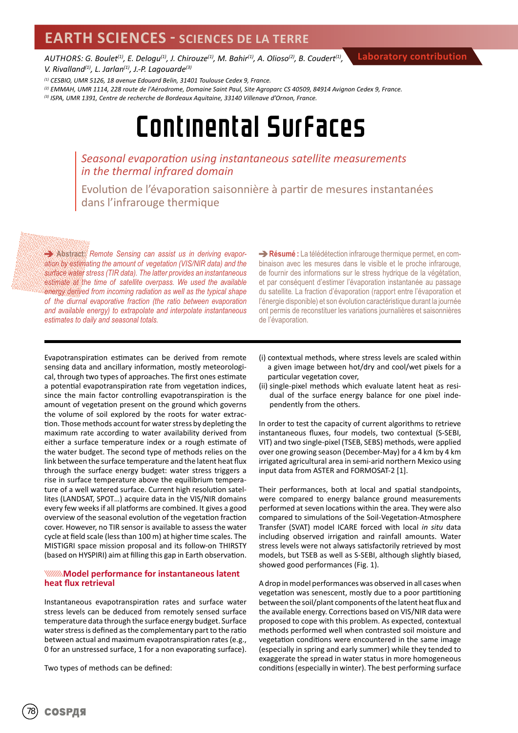# EARTH SCIENCES - SCIENCES DE LA TERRE

AUTHORS: G. Boulet[1], E. Delogu[1], J. Chirouze[1], M. Bahir[1], A. Olioso[2], B. Coudert[1], V. Rivalland[1], L. Jarlan[1], J.-P. Lagouarde[3]

**Laboratory contribution**

[1] CESBIO, UMR 5126, 18 avenue Edouard Belin, 31401 Toulouse Cedex 9, France.
[2] EMMAH, UMR 1114, 228 route de l'Aérodrome, Domaine Saint Paul, Site Agroparc CS 40509, 84914 Avignon Cedex 9, France.
[3] ISPA, UMR 1391, Centre de recherche de Bordeaux Aquitaine, 33140 Villenave d'Ornon, France.

# Continental Surfaces

## *Seasonal evaporation using instantaneous satellite measurements in the thermal infrared domain*

## Evolution de l'évaporation saisonnière à partir de mesures instantanées dans l'infrarouge thermique

➔ **Abstract:** *Remote Sensing can assist us in deriving evaporation by estimating the amount of vegetation (VIS/NIR data) and the surface water stress (TIR data). The latter provides an instantaneous estimate at the time of satellite overpass. We used the available energy derived from incoming radiation as well as the typical shape of the diurnal evaporative fraction (the ratio between evaporation and available energy) to extrapolate and interpolate instantaneous estimates to daily and seasonal totals.*

➔ **Résumé :** La télédétection infrarouge thermique permet, en combinaison avec les mesures dans le visible et le proche infrarouge, de fournir des informations sur le stress hydrique de la végétation, et par conséquent d'estimer l'évaporation instantanée au passage du satellite. La fraction d'évaporation (rapport entre l'évaporation et l'énergie disponible) et son évolution caractéristique durant la journée ont permis de reconstituer les variations journalières et saisonnières de l'évaporation.

Evapotranspiration estimates can be derived from remote sensing data and ancillary information, mostly meteorological, through two types of approaches. The first ones estimate a potential evapotranspiration rate from vegetation indices, since the main factor controlling evapotranspiration is the amount of vegetation present on the ground which governs the volume of soil explored by the roots for water extraction. Those methods account for water stress by depleting the maximum rate according to water availability derived from either a surface temperature index or a rough estimate of the water budget. The second type of methods relies on the link between the surface temperature and the latent heat flux through the surface energy budget: water stress triggers a rise in surface temperature above the equilibrium temperature of a well watered surface. Current high resolution satellites (LANDSAT, SPOT…) acquire data in the VIS/NIR domains every few weeks if all platforms are combined. It gives a good overview of the seasonal evolution of the vegetation fraction cover. However, no TIR sensor is available to assess the water cycle at field scale (less than 100 m) at higher time scales. The MISTIGRI space mission proposal and its follow-on THIRSTY (based on HYSPIRI) aim at filling this gap in Earth observation.

### Model performance for instantaneous latent heat flux retrieval

Instantaneous evapotranspiration rates and surface water stress levels can be deduced from remotely sensed surface temperature data through the surface energy budget. Surface water stress is defined as the complementary part to the ratio between actual and maximum evapotranspiration rates (e.g., 0 for an unstressed surface, 1 for a non evaporating surface).

Two types of methods can be defined:

(i) contextual methods, where stress levels are scaled within a given image between hot/dry and cool/wet pixels for a particular vegetation cover,
(ii) single-pixel methods which evaluate latent heat as residual of the surface energy balance for one pixel independently from the others.

In order to test the capacity of current algorithms to retrieve instantaneous fluxes, four models, two contextual (S-SEBI, VIT) and two single-pixel (TSEB, SEBS) methods, were applied over one growing season (December-May) for a 4 km by 4 km irrigated agricultural area in semi-arid northern Mexico using input data from ASTER and FORMOSAT-2 [1].

Their performances, both at local and spatial standpoints, were compared to energy balance ground measurements performed at seven locations within the area. They were also compared to simulations of the Soil-Vegetation-Atmosphere Transfer (SVAT) model ICARE forced with local *in situ* data including observed irrigation and rainfall amounts. Water stress levels were not always satisfactorily retrieved by most models, but TSEB as well as S-SEBI, although slightly biased, showed good performances (Fig. 1).

A drop in model performances was observed in all cases when vegetation was senescent, mostly due to a poor partitioning between the soil/plant components of the latent heat flux and the available energy. Corrections based on VIS/NIR data were proposed to cope with this problem. As expected, contextual methods performed well when contrasted soil moisture and vegetation conditions were encountered in the same image (especially in spring and early summer) while they tended to exaggerate the spread in water status in more homogeneous conditions (especially in winter). The best performing surface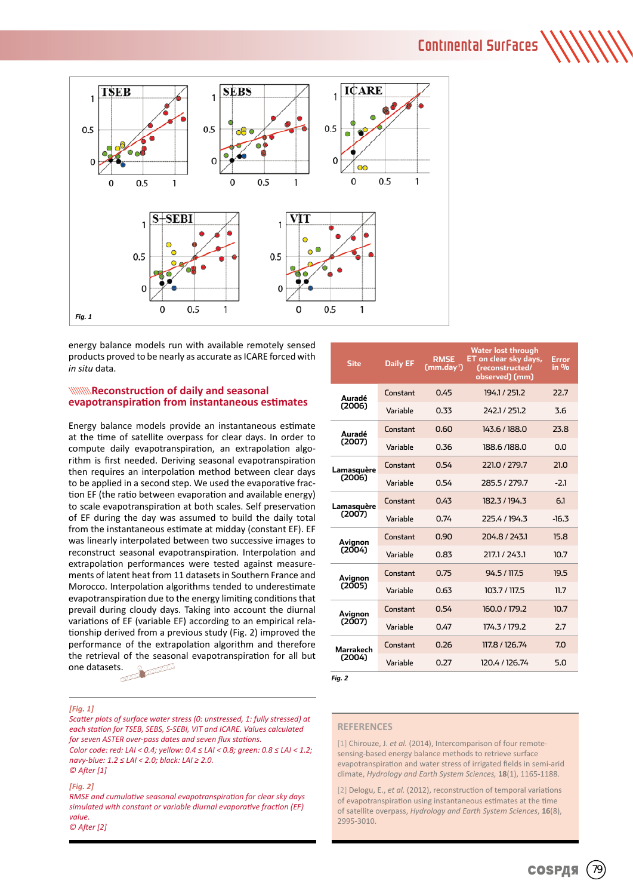energy balance models run with available remotely sensed products proved to be nearly as accurate as ICARE forced with *in situ* data.

## Reconstruction of daily and seasonal evapotranspiration from instantaneous estimates

Energy balance models provide an instantaneous estimate at the time of satellite overpass for clear days. In order to compute daily evapotranspiration, an extrapolation algorithm is first needed. Deriving seasonal evapotranspiration then requires an interpolation method between clear days to be applied in a second step. We used the evaporative fraction EF (the ratio between evaporation and available energy) to scale evapotranspiration at both scales. Self preservation of EF during the day was assumed to build the daily total from the instantaneous estimate at midday (constant EF). EF was linearly interpolated between two successive images to reconstruct seasonal evapotranspiration. Interpolation and extrapolation performances were tested against measurements of latent heat from 11 datasets in Southern France and Morocco. Interpolation algorithms tended to underestimate evapotranspiration due to the energy limiting conditions that prevail during cloudy days. Taking into account the diurnal variations of EF (variable EF) according to an empirical relationship derived from a previous study (Fig. 2) improved the performance of the extrapolation algorithm and therefore the retrieval of the seasonal evapotranspiration for all but one datasets.

| Site | Daily EF | RMSE (mm.day$^{-1}$) | Water lost through ET on clear sky days, (reconstructed/ observed) (mm) | Error in % |
|---|---|---|---|---|
| Auradé (2006) | Constant | 0.45 | 194.1 / 251.2 | 22.7 |
| | Variable | 0.33 | 242.1 / 251.2 | 3.6 |
| Auradé (2007) | Constant | 0.60 | 143.6 / 188.0 | 23.8 |
| | Variable | 0.36 | 188.6 /188.0 | 0.0 |
| Lamasquère (2006) | Constant | 0.54 | 221.0 / 279.7 | 21.0 |
| | Variable | 0.54 | 285.5 / 279.7 | -2.1 |
| Lamasquère (2007) | Constant | 0.43 | 182.3 / 194.3 | 6.1 |
| | Variable | 0.74 | 225.4 / 194.3 | -16.3 |
| Avignon (2004) | Constant | 0.90 | 204.8 / 243.1 | 15.8 |
| | Variable | 0.83 | 217.1 / 243.1 | 10.7 |
| Avignon (2005) | Constant | 0.75 | 94.5 / 117.5 | 19.5 |
| | Variable | 0.63 | 103.7 / 117.5 | 11.7 |
| Avignon (2007) | Constant | 0.54 | 160.0 / 179.2 | 10.7 |
| | Variable | 0.47 | 174.3 / 179.2 | 2.7 |
| Marrakech (2004) | Constant | 0.26 | 117.8 / 126.74 | 7.0 |
| | Variable | 0.27 | 120.4 / 126.74 | 5.0 |

*Fig. 2*

*[Fig. 1]*
*Scatter plots of surface water stress (0: unstressed, 1: fully stressed) at each station for TSEB, SEBS, S-SEBI, VIT and ICARE. Values calculated for seven ASTER over-pass dates and seven flux stations.*
*Color code: red: LAI < 0.4; yellow: 0.4 ≤ LAI < 0.8; green: 0.8 ≤ LAI < 1.2; navy-blue: 1.2 ≤ LAI < 2.0; black: LAI ≥ 2.0.*
*© After [1]*

*[Fig. 2]*
*RMSE and cumulative seasonal evapotranspiration for clear sky days simulated with constant or variable diurnal evaporative fraction (EF) value.*
*© After [2]*

### REFERENCES

[1] Chirouze, J. *et al.* (2014), Intercomparison of four remote-sensing-based energy balance methods to retrieve surface evapotranspiration and water stress of irrigated fields in semi-arid climate, *Hydrology and Earth System Sciences,* **18**(1), 1165-1188.

[2] Delogu, E., *et al.* (2012), reconstruction of temporal variations of evapotranspiration using instantaneous estimates at the time of satellite overpass, *Hydrology and Earth System Sciences*, **16**(8), 2995-3010.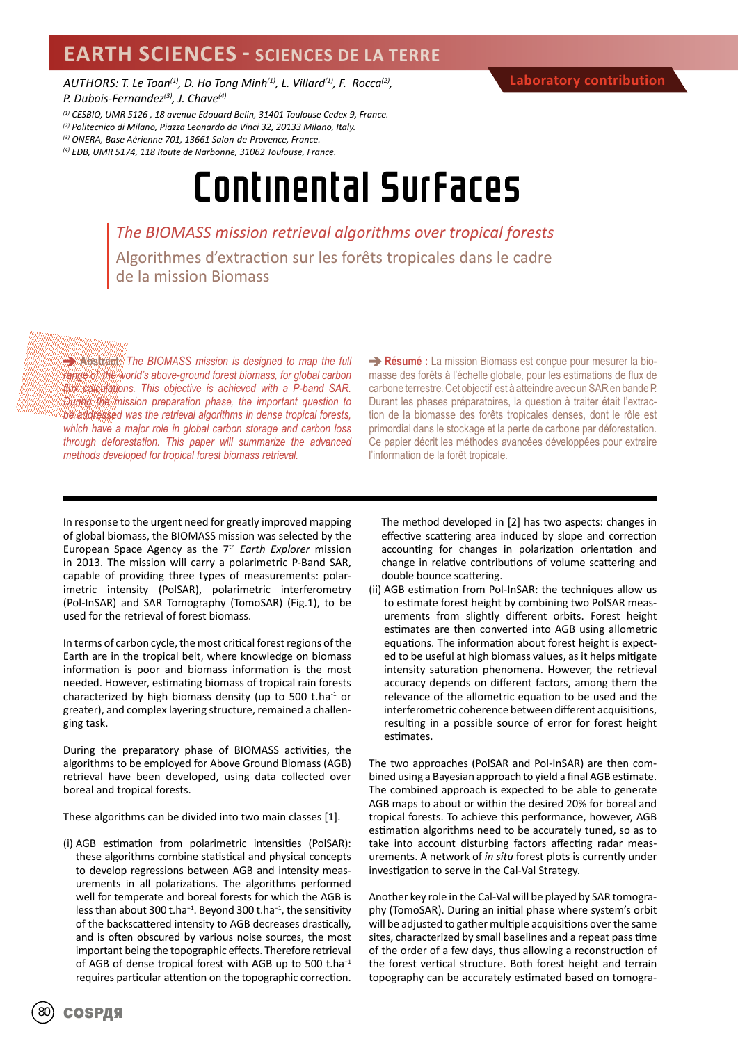# EARTH SCIENCES - SCIENCES DE LA TERRE

AUTHORS: T. Le Toan[1], D. Ho Tong Minh[1], L. Villard[1], F. Rocca[2], P. Dubois-Fernandez[3], J. Chave[4]

[1] CESBIO, UMR 5126 , 18 avenue Edouard Belin, 31401 Toulouse Cedex 9, France.
[2] Politecnico di Milano, Piazza Leonardo da Vinci 32, 20133 Milano, Italy.
[3] ONERA, Base Aérienne 701, 13661 Salon-de-Provence, France.
[4] EDB, UMR 5174, 118 Route de Narbonne, 31062 Toulouse, France.

Laboratory contribution

# Continental Surfaces

## *The BIOMASS mission retrieval algorithms over tropical forests*

## Algorithmes d'extraction sur les forêts tropicales dans le cadre de la mission Biomass

➔ **Abstract:** *The BIOMASS mission is designed to map the full range of the world's above-ground forest biomass, for global carbon flux calculations. This objective is achieved with a P-band SAR. During the mission preparation phase, the important question to be addressed was the retrieval algorithms in dense tropical forests, which have a major role in global carbon storage and carbon loss through deforestation. This paper will summarize the advanced methods developed for tropical forest biomass retrieval.*

➔ **Résumé :** La mission Biomass est conçue pour mesurer la biomasse des forêts à l'échelle globale, pour les estimations de flux de carbone terrestre. Cet objectif est à atteindre avec un SAR en bande P. Durant les phases préparatoires, la question à traiter était l'extraction de la biomasse des forêts tropicales denses, dont le rôle est primordial dans le stockage et la perte de carbone par déforestation. Ce papier décrit les méthodes avancées développées pour extraire l'information de la forêt tropicale.

In response to the urgent need for greatly improved mapping of global biomass, the BIOMASS mission was selected by the European Space Agency as the 7th *Earth Explorer* mission in 2013. The mission will carry a polarimetric P-Band SAR, capable of providing three types of measurements: polarimetric intensity (PolSAR), polarimetric interferometry (Pol-InSAR) and SAR Tomography (TomoSAR) (Fig.1), to be used for the retrieval of forest biomass.

In terms of carbon cycle, the most critical forest regions of the Earth are in the tropical belt, where knowledge on biomass information is poor and biomass information is the most needed. However, estimating biomass of tropical rain forests characterized by high biomass density (up to 500 $t.ha^{-1}$ or greater), and complex layering structure, remained a challenging task.

During the preparatory phase of BIOMASS activities, the algorithms to be employed for Above Ground Biomass (AGB) retrieval have been developed, using data collected over boreal and tropical forests.

These algorithms can be divided into two main classes [1].

(i) AGB estimation from polarimetric intensities (PolSAR): these algorithms combine statistical and physical concepts to develop regressions between AGB and intensity measurements in all polarizations. The algorithms performed well for temperate and boreal forests for which the AGB is less than about 300 $t.ha^{-1}$. Beyond 300 $t.ha^{-1}$, the sensitivity of the backscattered intensity to AGB decreases drastically, and is often obscured by various noise sources, the most important being the topographic effects. Therefore retrieval of AGB of dense tropical forest with AGB up to 500 $t.ha^{-1}$ requires particular attention on the topographic correction. The method developed in [2] has two aspects: changes in effective scattering area induced by slope and correction accounting for changes in polarization orientation and change in relative contributions of volume scattering and double bounce scattering.

(ii) AGB estimation from Pol-InSAR: the techniques allow us to estimate forest height by combining two PolSAR measurements from slightly different orbits. Forest height estimates are then converted into AGB using allometric equations. The information about forest height is expected to be useful at high biomass values, as it helps mitigate intensity saturation phenomena. However, the retrieval accuracy depends on different factors, among them the relevance of the allometric equation to be used and the interferometric coherence between different acquisitions, resulting in a possible source of error for forest height estimates.

The two approaches (PolSAR and Pol-InSAR) are then combined using a Bayesian approach to yield a final AGB estimate. The combined approach is expected to be able to generate AGB maps to about or within the desired 20% for boreal and tropical forests. To achieve this performance, however, AGB estimation algorithms need to be accurately tuned, so as to take into account disturbing factors affecting radar measurements. A network of *in situ* forest plots is currently under investigation to serve in the Cal-Val Strategy.

Another key role in the Cal-Val will be played by SAR tomography (TomoSAR). During an initial phase where system's orbit will be adjusted to gather multiple acquisitions over the same sites, characterized by small baselines and a repeat pass time of the order of a few days, thus allowing a reconstruction of the forest vertical structure. Both forest height and terrain topography can be accurately estimated based on tomogra-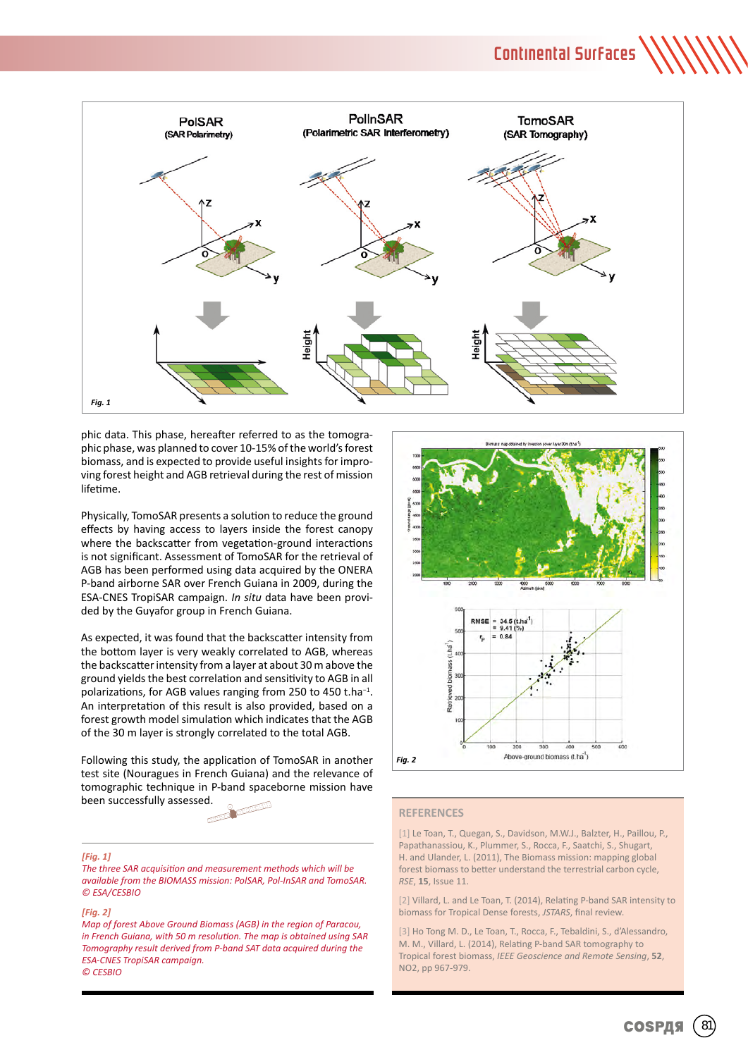PolSAR
(SAR Polarimetry)

PolInSAR
(Polarimetric SAR Interferometry)

TomoSAR
(SAR Tomography)

Fig. 1

phic data. This phase, hereafter referred to as the tomographic phase, was planned to cover 10-15% of the world's forest biomass, and is expected to provide useful insights for improving forest height and AGB retrieval during the rest of mission lifetime.

Physically, TomoSAR presents a solution to reduce the ground effects by having access to layers inside the forest canopy where the backscatter from vegetation-ground interactions is not significant. Assessment of TomoSAR for the retrieval of AGB has been performed using data acquired by the ONERA P-band airborne SAR over French Guiana in 2009, during the ESA-CNES TropiSAR campaign. *In situ* data have been provided by the Guyafor group in French Guiana.

As expected, it was found that the backscatter intensity from the bottom layer is very weakly correlated to AGB, whereas the backscatter intensity from a layer at about 30 m above the ground yields the best correlation and sensitivity to AGB in all polarizations, for AGB values ranging from 250 to 450 t.ha$^{-1}$. An interpretation of this result is also provided, based on a forest growth model simulation which indicates that the AGB of the 30 m layer is strongly correlated to the total AGB.

Following this study, the application of TomoSAR in another test site (Nouragues in French Guiana) and the relevance of tomographic technique in P-band spaceborne mission have been successfully assessed.

RMSE = 34.5 (t.ha$^{-1}$)
= 9.41 (%)
$r_p$ = 0.84

Retrieved biomass (t.ha$^{-1}$)

Above-ground biomass (t.ha$^{-1}$)

Fig. 2

*[Fig. 1]*
*The three SAR acquisition and measurement methods which will be available from the BIOMASS mission: PolSAR, Pol-InSAR and TomoSAR.*
*© ESA/CESBIO*

*[Fig. 2]*
*Map of forest Above Ground Biomass (AGB) in the region of Paracou, in French Guiana, with 50 m resolution. The map is obtained using SAR Tomography result derived from P-band SAT data acquired during the ESA-CNES TropiSAR campaign.*
*© CESBIO*

## REFERENCES

[1] Le Toan, T., Quegan, S., Davidson, M.W.J., Balzter, H., Paillou, P., Papathanassiou, K., Plummer, S., Rocca, F., Saatchi, S., Shugart, H. and Ulander, L. (2011), The Biomass mission: mapping global forest biomass to better understand the terrestrial carbon cycle, *RSE*, **15**, Issue 11.

[2] Villard, L. and Le Toan, T. (2014), Relating P-band SAR intensity to biomass for Tropical Dense forests, *JSTARS*, final review.

[3] Ho Tong M. D., Le Toan, T., Rocca, F., Tebaldini, S., d'Alessandro, M. M., Villard, L. (2014), Relating P-band SAR tomography to Tropical forest biomass, *IEEE Geoscience and Remote Sensing*, **52**, NO2, pp 967-979.